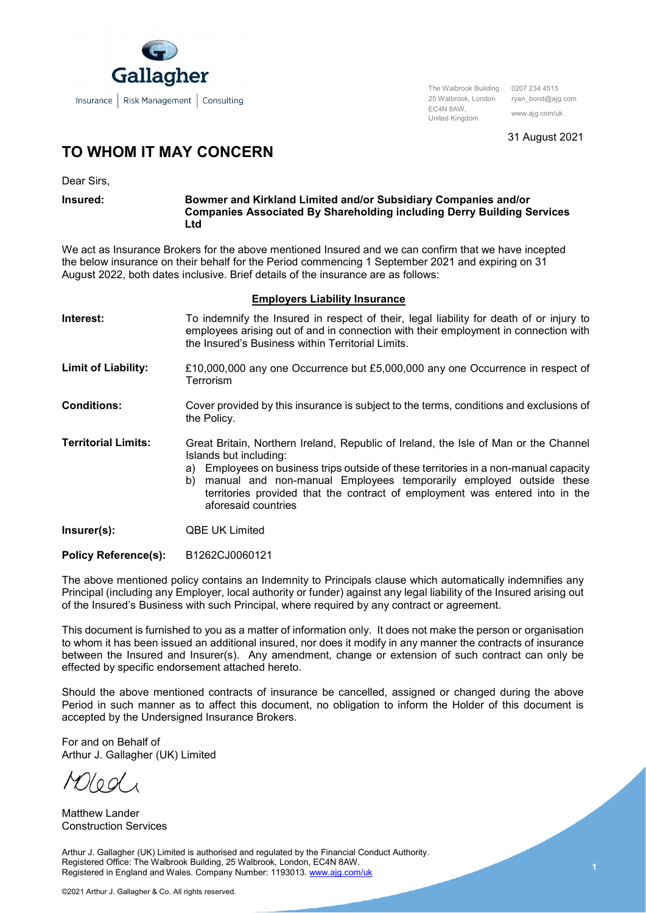Gallagher

Insurance | Risk Management | Consulting

The Walbrook Building
25 Walbrook, London
EC4N 8AW,
United Kingdom

0207 234 4515
ryan_bond@ajg.com
www.ajg.com/uk

31 August 2021

# TO WHOM IT MAY CONCERN

Dear Sirs,

**Insured:** **Bowmer and Kirkland Limited and/or Subsidiary Companies and/or Companies Associated By Shareholding including Derry Building Services Ltd**

We act as Insurance Brokers for the above mentioned Insured and we can confirm that we have incepted the below insurance on their behalf for the Period commencing 1 September 2021 and expiring on 31 August 2022, both dates inclusive. Brief details of the insurance are as follows:

**Employers Liability Insurance**

**Interest:** To indemnify the Insured in respect of their, legal liability for death of or injury to employees arising out of and in connection with their employment in connection with the Insured's Business within Territorial Limits.

**Limit of Liability:** £10,000,000 any one Occurrence but £5,000,000 any one Occurrence in respect of Terrorism

**Conditions:** Cover provided by this insurance is subject to the terms, conditions and exclusions of the Policy.

**Territorial Limits:** Great Britain, Northern Ireland, Republic of Ireland, the Isle of Man or the Channel Islands but including:

a) Employees on business trips outside of these territories in a non-manual capacity
b) manual and non-manual Employees temporarily employed outside these territories provided that the contract of employment was entered into in the aforesaid countries

**Insurer(s):** QBE UK Limited

**Policy Reference(s):** B1262CJ0060121

The above mentioned policy contains an Indemnity to Principals clause which automatically indemnifies any Principal (including any Employer, local authority or funder) against any legal liability of the Insured arising out of the Insured's Business with such Principal, where required by any contract or agreement.

This document is furnished to you as a matter of information only. It does not make the person or organisation to whom it has been issued an additional insured, nor does it modify in any manner the contracts of insurance between the Insured and Insurer(s). Any amendment, change or extension of such contract can only be effected by specific endorsement attached hereto.

Should the above mentioned contracts of insurance be cancelled, assigned or changed during the above Period in such manner as to affect this document, no obligation to inform the Holder of this document is accepted by the Undersigned Insurance Brokers.

For and on Behalf of
Arthur J. Gallagher (UK) Limited

Matthew Lander
Construction Services

Arthur J. Gallagher (UK) Limited is authorised and regulated by the Financial Conduct Authority.
Registered Office: The Walbrook Building, 25 Walbrook, London, EC4N 8AW.
Registered in England and Wales. Company Number: 1193013. www.ajg.com/uk

©2021 Arthur J. Gallagher & Co. All rights reserved.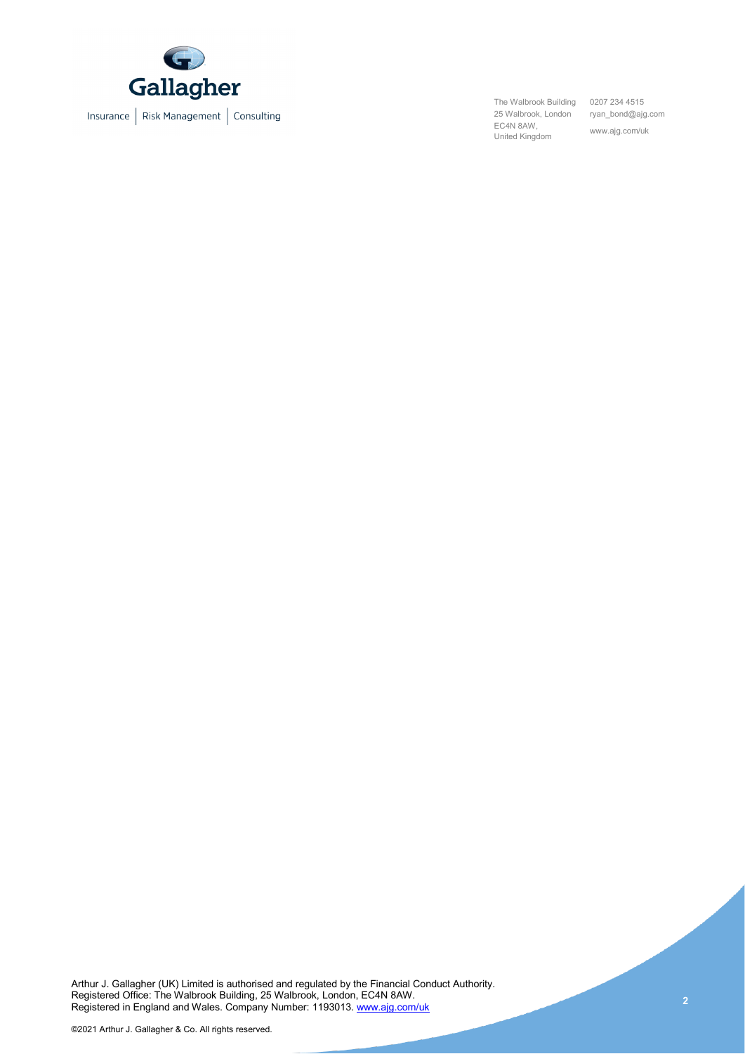Gallagher

Insurance | Risk Management | Consulting

The Walbrook Building
25 Walbrook, London
EC4N 8AW,
United Kingdom

0207 234 4515
ryan_bond@ajg.com
www.ajg.com/uk

Arthur J. Gallagher (UK) Limited is authorised and regulated by the Financial Conduct Authority.
Registered Office: The Walbrook Building, 25 Walbrook, London, EC4N 8AW.
Registered in England and Wales. Company Number: 1193013. www.ajg.com/uk

©2021 Arthur J. Gallagher & Co. All rights reserved.